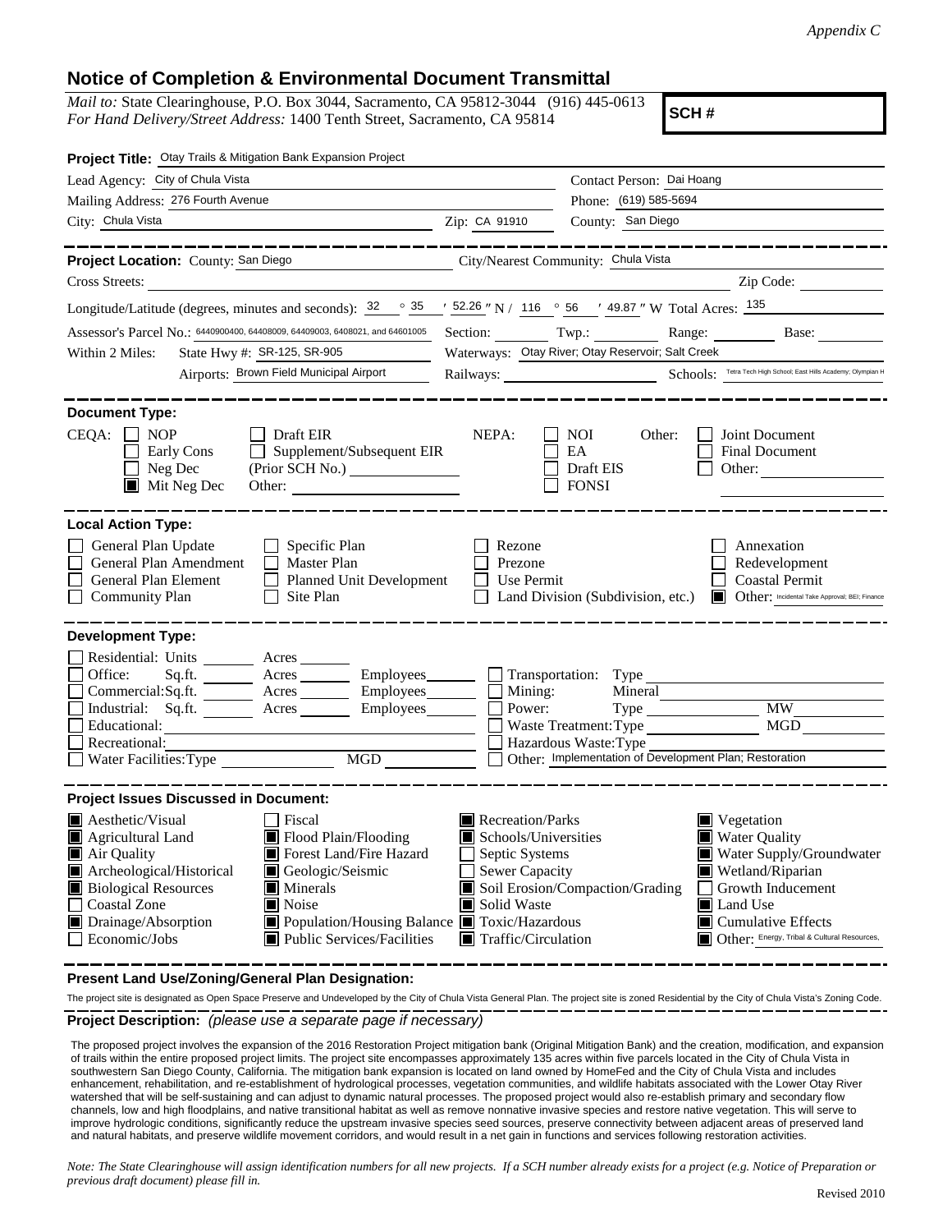*Appendix C*

## Notice of Completion & Environmental Document Transmittal

*Mail to:* State Clearinghouse, P.O. Box 3044, Sacramento, CA 95812-3044 (916) 445-0613
*For Hand Delivery/Street Address:* 1400 Tenth Street, Sacramento, CA 95814

**SCH #**

**Project Title:** Otay Trails & Mitigation Bank Expansion Project

Lead Agency: City of Chula Vista
Contact Person: Dai Hoang
Mailing Address: 276 Fourth Avenue
Phone: (619) 585-5694
City: Chula Vista
Zip: CA 91910
County: San Diego

**Project Location:** County: San Diego
City/Nearest Community: Chula Vista
Cross Streets:
Zip Code:

Longitude/Latitude (degrees, minutes and seconds): 32 ° 35 ′ 52.26 ″ N / 116 ° 56 ′ 49.87 ″ W Total Acres: 135

Assessor's Parcel No.: 6440900400, 64408009, 64409003, 6408021, and 64601005
Section: Twp.: Range: Base:

Within 2 Miles: State Hwy #: SR-125, SR-905
Waterways: Otay River; Otay Reservoir; Salt Creek
Airports: Brown Field Municipal Airport
Railways:
Schools: Tetra Tech High School; East Hills Academy; Olympian H

**Document Type:**

CEQA:
- ☐ NOP
- ☐ Early Cons
- ☐ Neg Dec
- ■ Mit Neg Dec
- ☐ Draft EIR
- ☐ Supplement/Subsequent EIR (Prior SCH No.)
- Other:

NEPA:
- ☐ NOI
- ☐ EA
- ☐ Draft EIS
- ☐ FONSI

Other:
- ☐ Joint Document
- ☐ Final Document
- ☐ Other:

**Local Action Type:**

- ☐ General Plan Update
- ☐ General Plan Amendment
- ☐ General Plan Element
- ☐ Community Plan
- ☐ Specific Plan
- ☐ Master Plan
- ☐ Planned Unit Development
- ☐ Site Plan
- ☐ Rezone
- ☐ Prezone
- ☐ Use Permit
- ☐ Land Division (Subdivision, etc.)
- ☐ Annexation
- ☐ Redevelopment
- ☐ Coastal Permit
- ■ Other: Incidental Take Approval; BEI; Finance

**Development Type:**

- ☐ Residential: Units ___ Acres ___
- ☐ Office: Sq.ft. ___ Acres ___ Employees ___
- ☐ Commercial: Sq.ft. ___ Acres ___ Employees ___
- ☐ Industrial: Sq.ft. ___ Acres ___ Employees ___
- ☐ Educational:
- ☐ Recreational:
- ☐ Water Facilities: Type ___ MGD ___
- ☐ Transportation: Type
- ☐ Mining: Mineral
- ☐ Power: Type ___ MW
- ☐ Waste Treatment: Type ___ MGD
- ☐ Hazardous Waste: Type
- ☐ Other: Implementation of Development Plan; Restoration

**Project Issues Discussed in Document:**

- ■ Aesthetic/Visual
- ■ Agricultural Land
- ■ Air Quality
- ■ Archeological/Historical
- ■ Biological Resources
- ☐ Coastal Zone
- ■ Drainage/Absorption
- ☐ Economic/Jobs
- ☐ Fiscal
- ■ Flood Plain/Flooding
- ■ Forest Land/Fire Hazard
- ■ Geologic/Seismic
- ■ Minerals
- ■ Noise
- ■ Population/Housing Balance
- ■ Public Services/Facilities
- ■ Recreation/Parks
- ■ Schools/Universities
- ☐ Septic Systems
- ☐ Sewer Capacity
- ■ Soil Erosion/Compaction/Grading
- ■ Solid Waste
- ■ Toxic/Hazardous
- ■ Traffic/Circulation
- ■ Vegetation
- ■ Water Quality
- ■ Water Supply/Groundwater
- ■ Wetland/Riparian
- ☐ Growth Inducement
- ■ Land Use
- ■ Cumulative Effects
- ■ Other: Energy, Tribal & Cultural Resources,

**Present Land Use/Zoning/General Plan Designation:**

The project site is designated as Open Space Preserve and Undeveloped by the City of Chula Vista General Plan. The project site is zoned Residential by the City of Chula Vista's Zoning Code.

**Project Description:** *(please use a separate page if necessary)*

The proposed project involves the expansion of the 2016 Restoration Project mitigation bank (Original Mitigation Bank) and the creation, modification, and expansion of trails within the entire proposed project limits. The project site encompasses approximately 135 acres within five parcels located in the City of Chula Vista in southwestern San Diego County, California. The mitigation bank expansion is located on land owned by HomeFed and the City of Chula Vista and includes enhancement, rehabilitation, and re-establishment of hydrological processes, vegetation communities, and wildlife habitats associated with the Lower Otay River watershed that will be self-sustaining and can adjust to dynamic natural processes. The proposed project would also re-establish primary and secondary flow channels, low and high floodplains, and native transitional habitat as well as remove nonnative invasive species and restore native vegetation. This will serve to improve hydrologic conditions, significantly reduce the upstream invasive species seed sources, preserve connectivity between adjacent areas of preserved land and natural habitats, and preserve wildlife movement corridors, and would result in a net gain in functions and services following restoration activities.

*Note: The State Clearinghouse will assign identification numbers for all new projects. If a SCH number already exists for a project (e.g. Notice of Preparation or previous draft document) please fill in.*

Revised 2010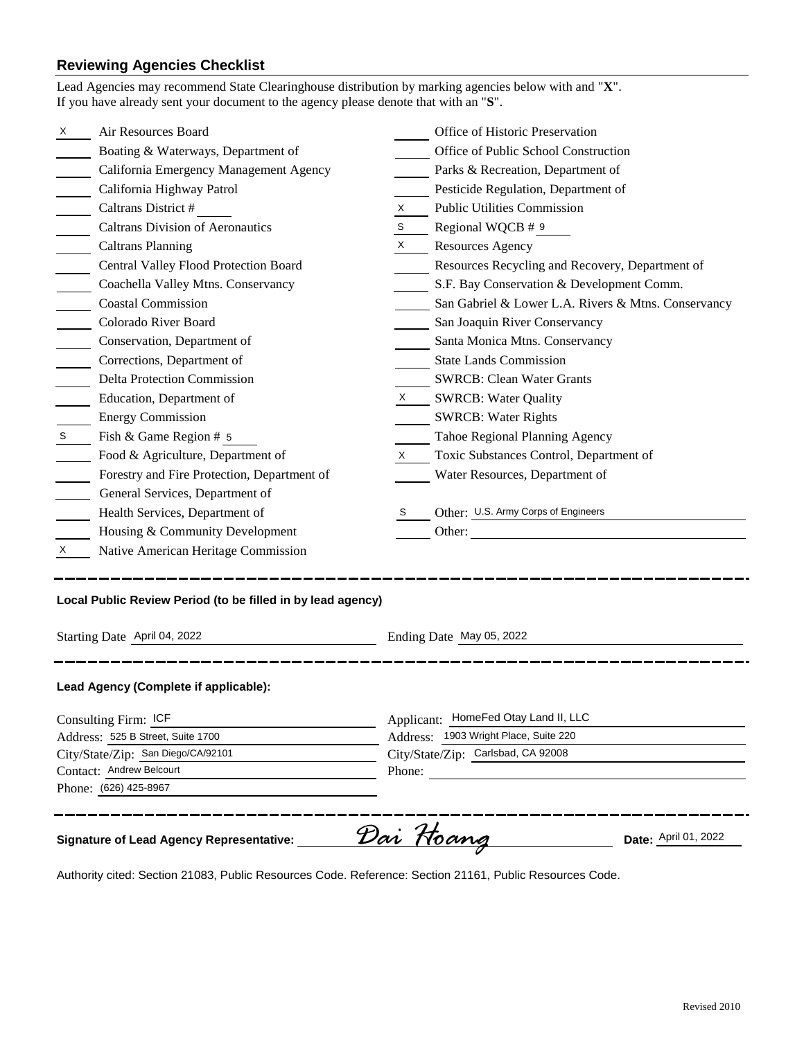## Reviewing Agencies Checklist

Lead Agencies may recommend State Clearinghouse distribution by marking agencies below with and "**X**".
If you have already sent your document to the agency please denote that with an "**S**".

| | | | |
|---|---|---|---|
| X | Air Resources Board | | Office of Historic Preservation |
| | Boating & Waterways, Department of | | Office of Public School Construction |
| | California Emergency Management Agency | | Parks & Recreation, Department of |
| | California Highway Patrol | | Pesticide Regulation, Department of |
| | Caltrans District # | X | Public Utilities Commission |
| | Caltrans Division of Aeronautics | S | Regional WQCB # 9 |
| | Caltrans Planning | X | Resources Agency |
| | Central Valley Flood Protection Board | | Resources Recycling and Recovery, Department of |
| | Coachella Valley Mtns. Conservancy | | S.F. Bay Conservation & Development Comm. |
| | Coastal Commission | | San Gabriel & Lower L.A. Rivers & Mtns. Conservancy |
| | Colorado River Board | | San Joaquin River Conservancy |
| | Conservation, Department of | | Santa Monica Mtns. Conservancy |
| | Corrections, Department of | | State Lands Commission |
| | Delta Protection Commission | | SWRCB: Clean Water Grants |
| | Education, Department of | X | SWRCB: Water Quality |
| | Energy Commission | | SWRCB: Water Rights |
| S | Fish & Game Region # 5 | | Tahoe Regional Planning Agency |
| | Food & Agriculture, Department of | X | Toxic Substances Control, Department of |
| | Forestry and Fire Protection, Department of | | Water Resources, Department of |
| | General Services, Department of | | |
| | Health Services, Department of | S | Other: U.S. Army Corps of Engineers |
| | Housing & Community Development | | Other: |
| X | Native American Heritage Commission | | |

---

**Local Public Review Period (to be filled in by lead agency)**

Starting Date April 04, 2022 Ending Date May 05, 2022

---

**Lead Agency (Complete if applicable):**

Consulting Firm: ICF
Address: 525 B Street, Suite 1700
City/State/Zip: San Diego/CA/92101
Contact: Andrew Belcourt
Phone: (626) 425-8967

Applicant: HomeFed Otay Land II, LLC
Address: 1903 Wright Place, Suite 220
City/State/Zip: Carlsbad, CA 92008
Phone:

---

**Signature of Lead Agency Representative:** Dai Hoang **Date:** April 01, 2022

Authority cited: Section 21083, Public Resources Code. Reference: Section 21161, Public Resources Code.

Revised 2010